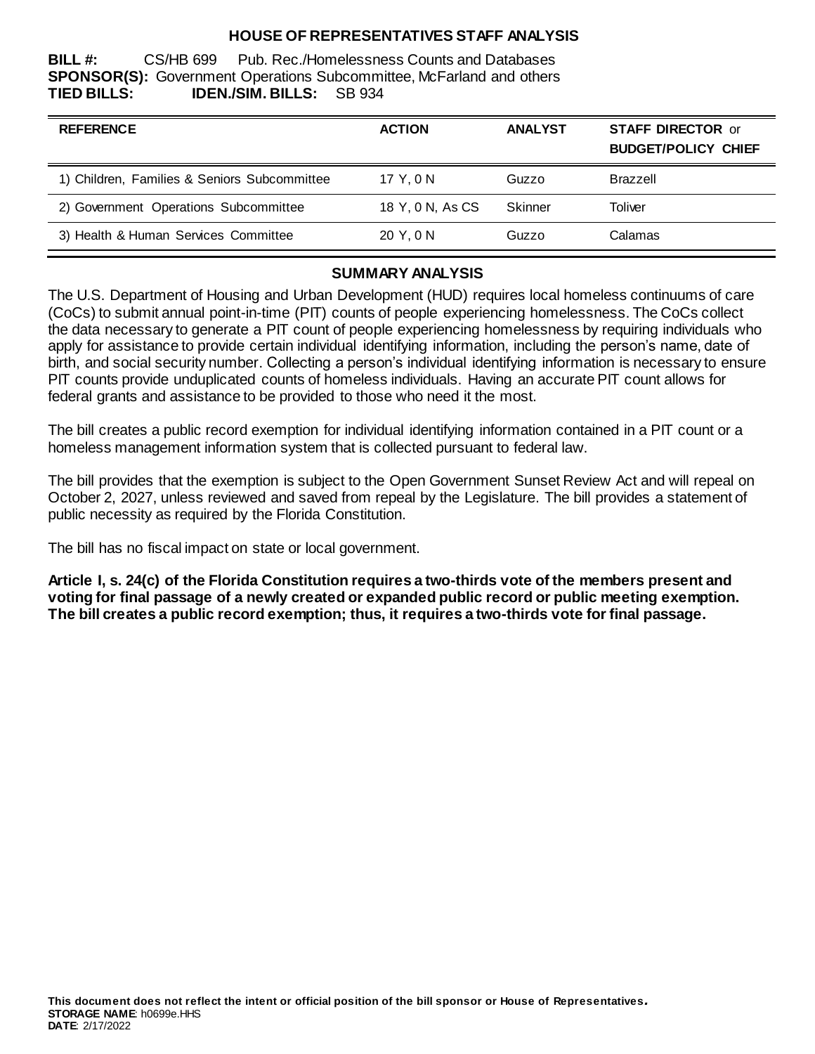# HOUSE OF REPRESENTATIVES STAFF ANALYSIS

**BILL #:** CS/HB 699 Pub. Rec./Homelessness Counts and Databases
**SPONSOR(S):** Government Operations Subcommittee, McFarland and others
**TIED BILLS:** **IDEN./SIM. BILLS:** SB 934

| REFERENCE | ACTION | ANALYST | STAFF DIRECTOR or BUDGET/POLICY CHIEF |
|---|---|---|---|
| 1) Children, Families & Seniors Subcommittee | 17 Y, 0 N | Guzzo | Brazzell |
| 2) Government Operations Subcommittee | 18 Y, 0 N, As CS | Skinner | Toliver |
| 3) Health & Human Services Committee | 20 Y, 0 N | Guzzo | Calamas |

## SUMMARY ANALYSIS

The U.S. Department of Housing and Urban Development (HUD) requires local homeless continuums of care (CoCs) to submit annual point-in-time (PIT) counts of people experiencing homelessness. The CoCs collect the data necessary to generate a PIT count of people experiencing homelessness by requiring individuals who apply for assistance to provide certain individual identifying information, including the person's name, date of birth, and social security number. Collecting a person's individual identifying information is necessary to ensure PIT counts provide unduplicated counts of homeless individuals. Having an accurate PIT count allows for federal grants and assistance to be provided to those who need it the most.

The bill creates a public record exemption for individual identifying information contained in a PIT count or a homeless management information system that is collected pursuant to federal law.

The bill provides that the exemption is subject to the Open Government Sunset Review Act and will repeal on October 2, 2027, unless reviewed and saved from repeal by the Legislature. The bill provides a statement of public necessity as required by the Florida Constitution.

The bill has no fiscal impact on state or local government.

**Article I, s. 24(c) of the Florida Constitution requires a two-thirds vote of the members present and voting for final passage of a newly created or expanded public record or public meeting exemption. The bill creates a public record exemption; thus, it requires a two-thirds vote for final passage.**

**This document does not reflect the intent or official position of the bill sponsor or House of Representatives.**
**STORAGE NAME**: h0699e.HHS
**DATE**: 2/17/2022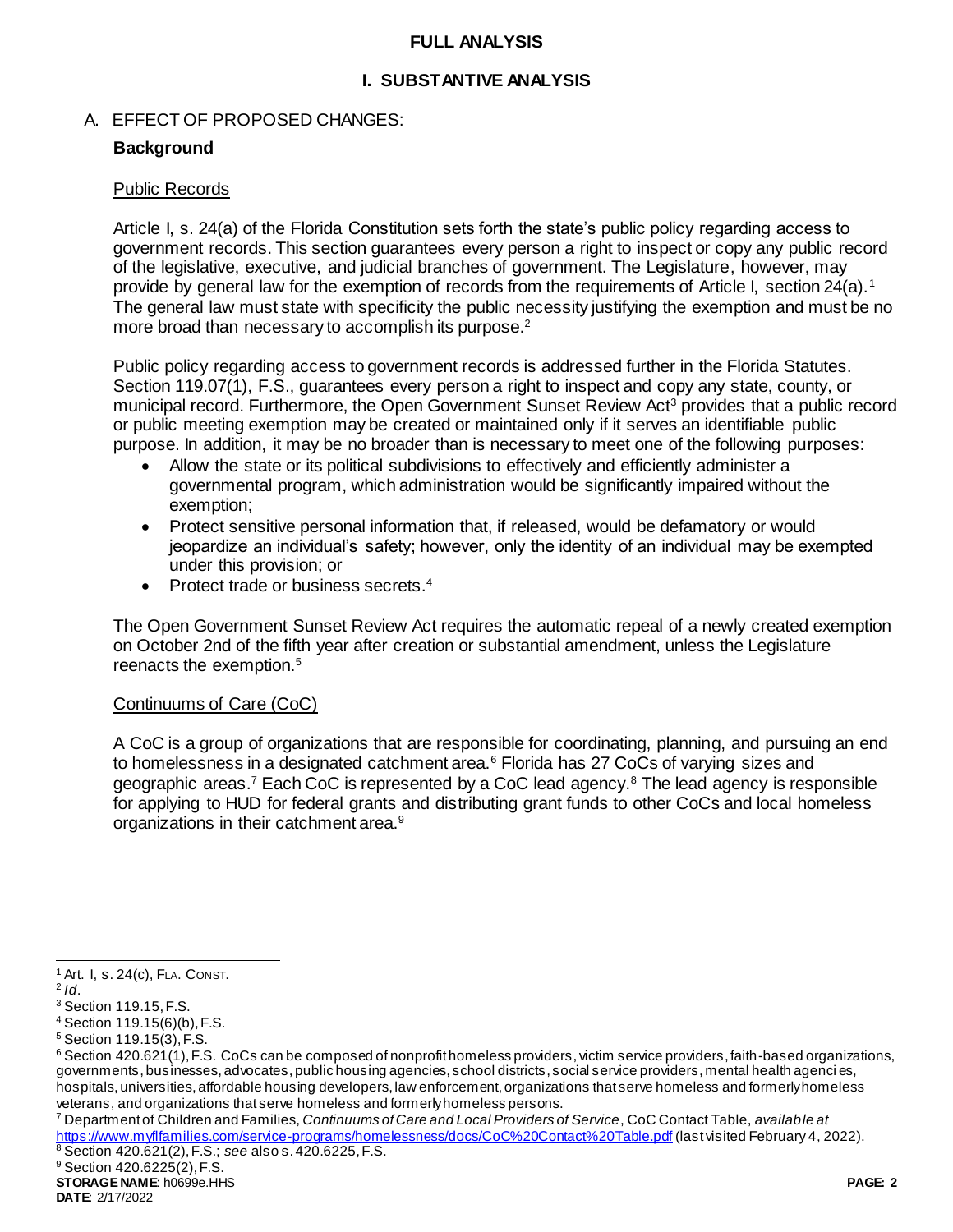## FULL ANALYSIS

### I. SUBSTANTIVE ANALYSIS

A. EFFECT OF PROPOSED CHANGES:

**Background**

Public Records

Article I, s. 24(a) of the Florida Constitution sets forth the state's public policy regarding access to government records. This section guarantees every person a right to inspect or copy any public record of the legislative, executive, and judicial branches of government. The Legislature, however, may provide by general law for the exemption of records from the requirements of Article I, section 24(a).[1] The general law must state with specificity the public necessity justifying the exemption and must be no more broad than necessary to accomplish its purpose.[2]

Public policy regarding access to government records is addressed further in the Florida Statutes. Section 119.07(1), F.S., guarantees every person a right to inspect and copy any state, county, or municipal record. Furthermore, the Open Government Sunset Review Act[3] provides that a public record or public meeting exemption may be created or maintained only if it serves an identifiable public purpose. In addition, it may be no broader than is necessary to meet one of the following purposes:

- Allow the state or its political subdivisions to effectively and efficiently administer a governmental program, which administration would be significantly impaired without the exemption;
- Protect sensitive personal information that, if released, would be defamatory or would jeopardize an individual's safety; however, only the identity of an individual may be exempted under this provision; or
- Protect trade or business secrets.[4]

The Open Government Sunset Review Act requires the automatic repeal of a newly created exemption on October 2nd of the fifth year after creation or substantial amendment, unless the Legislature reenacts the exemption.[5]

Continuums of Care (CoC)

A CoC is a group of organizations that are responsible for coordinating, planning, and pursuing an end to homelessness in a designated catchment area.[6] Florida has 27 CoCs of varying sizes and geographic areas.[7] Each CoC is represented by a CoC lead agency.[8] The lead agency is responsible for applying to HUD for federal grants and distributing grant funds to other CoCs and local homeless organizations in their catchment area.[9]

---

[1] Art. I, s. 24(c), FLA. CONST.

[2] *Id*.

[3] Section 119.15, F.S.

[4] Section 119.15(6)(b), F.S.

[5] Section 119.15(3), F.S.

[6] Section 420.621(1), F.S. CoCs can be composed of nonprofit homeless providers, victim service providers, faith-based organizations, governments, businesses, advocates, public housing agencies, school districts, social service providers, mental health agencies, hospitals, universities, affordable housing developers, law enforcement, organizations that serve homeless and formerly homeless veterans, and organizations that serve homeless and formerly homeless persons.

[7] Department of Children and Families, *Continuums of Care and Local Providers of Service*, CoC Contact Table, *available at* https://www.myflfamilies.com/service-programs/homelessness/docs/CoC%20Contact%20Table.pdf (last visited February 4, 2022).

[8] Section 420.621(2), F.S.; *see* also s. 420.6225, F.S.

[9] Section 420.6225(2), F.S.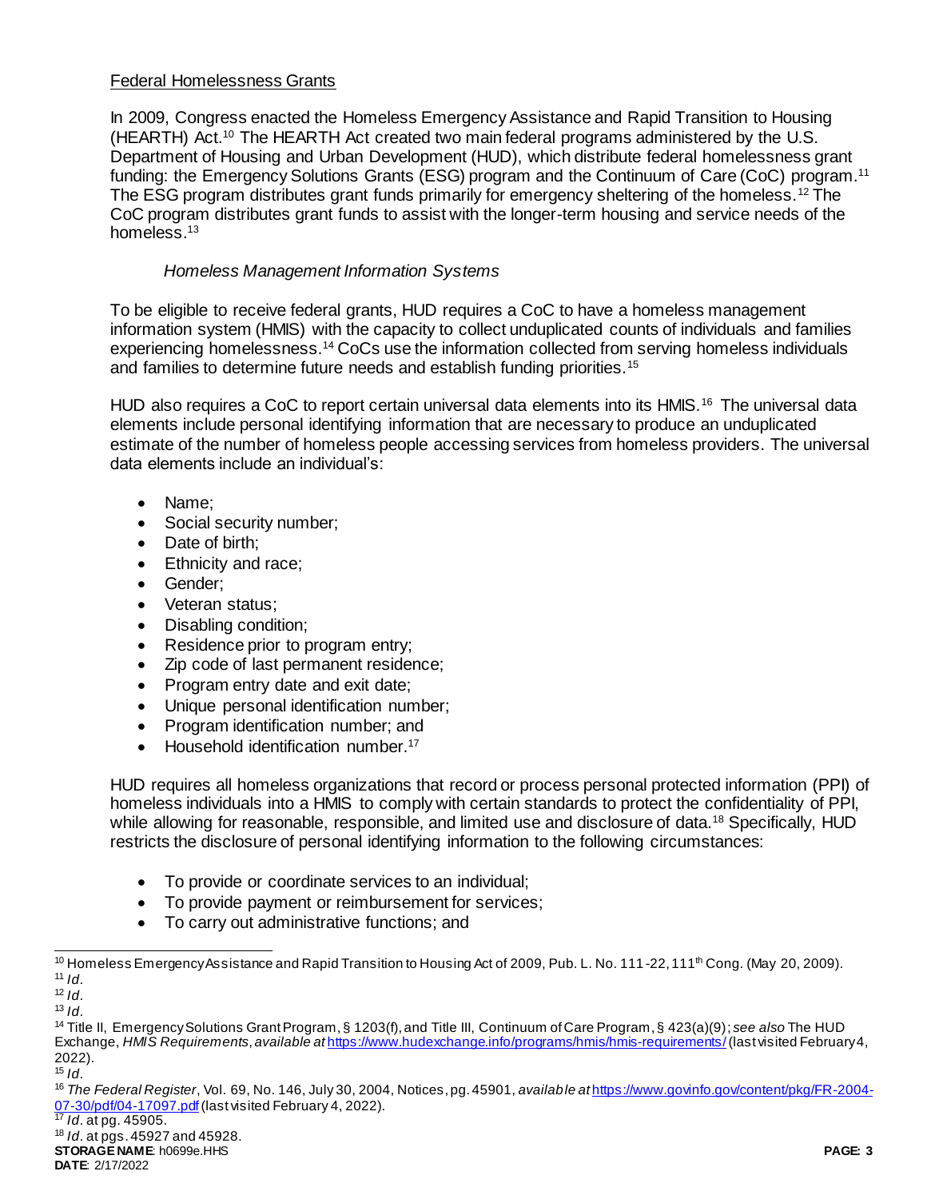Federal Homelessness Grants

In 2009, Congress enacted the Homeless Emergency Assistance and Rapid Transition to Housing (HEARTH) Act.[10] The HEARTH Act created two main federal programs administered by the U.S. Department of Housing and Urban Development (HUD), which distribute federal homelessness grant funding: the Emergency Solutions Grants (ESG) program and the Continuum of Care (CoC) program.[11] The ESG program distributes grant funds primarily for emergency sheltering of the homeless.[12] The CoC program distributes grant funds to assist with the longer-term housing and service needs of the homeless.[13]

*Homeless Management Information Systems*

To be eligible to receive federal grants, HUD requires a CoC to have a homeless management information system (HMIS) with the capacity to collect unduplicated counts of individuals and families experiencing homelessness.[14] CoCs use the information collected from serving homeless individuals and families to determine future needs and establish funding priorities.[15]

HUD also requires a CoC to report certain universal data elements into its HMIS.[16] The universal data elements include personal identifying information that are necessary to produce an unduplicated estimate of the number of homeless people accessing services from homeless providers. The universal data elements include an individual's:

- Name;
- Social security number;
- Date of birth;
- Ethnicity and race;
- Gender;
- Veteran status;
- Disabling condition;
- Residence prior to program entry;
- Zip code of last permanent residence;
- Program entry date and exit date;
- Unique personal identification number;
- Program identification number; and
- Household identification number.[17]

HUD requires all homeless organizations that record or process personal protected information (PPI) of homeless individuals into a HMIS to comply with certain standards to protect the confidentiality of PPI, while allowing for reasonable, responsible, and limited use and disclosure of data.[18] Specifically, HUD restricts the disclosure of personal identifying information to the following circumstances:

- To provide or coordinate services to an individual;
- To provide payment or reimbursement for services;
- To carry out administrative functions; and

---

[10] Homeless Emergency Assistance and Rapid Transition to Housing Act of 2009, Pub. L. No. 111-22, 111th Cong. (May 20, 2009).
[11] *Id*.
[12] *Id*.
[13] *Id*.
[14] Title II, Emergency Solutions Grant Program, § 1203(f), and Title III, Continuum of Care Program, § 423(a)(9); *see also* The HUD Exchange, *HMIS Requirements*, *available at* https://www.hudexchange.info/programs/hmis/hmis-requirements/ (last visited February 4, 2022).
[15] *Id*.
[16] *The Federal Register*, Vol. 69, No. 146, July 30, 2004, Notices, pg. 45901, *available at* https://www.govinfo.gov/content/pkg/FR-2004-07-30/pdf/04-17097.pdf (last visited February 4, 2022).
[17] *Id*. at pg. 45905.
[18] *Id*. at pgs. 45927 and 45928.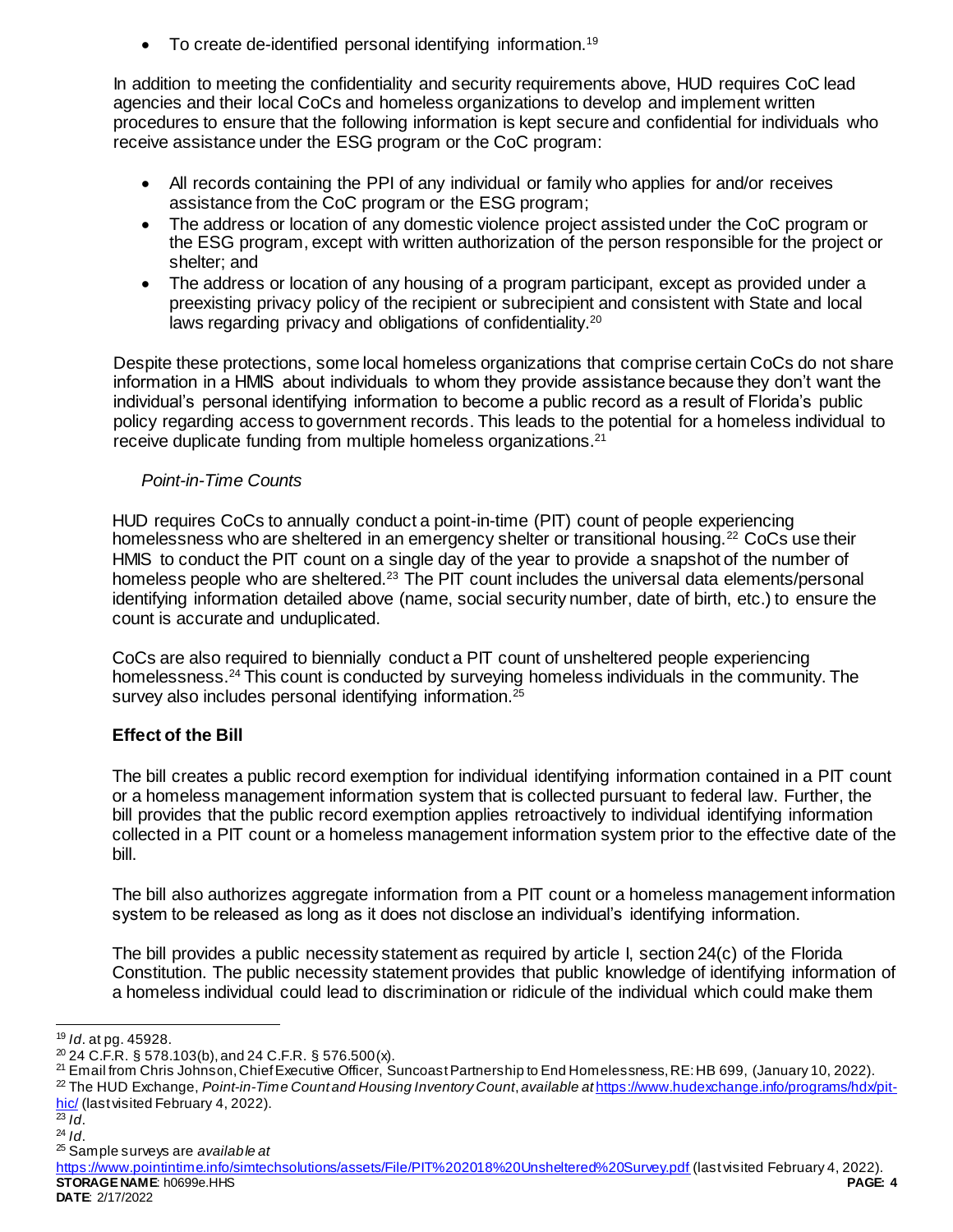- To create de-identified personal identifying information.[19]

In addition to meeting the confidentiality and security requirements above, HUD requires CoC lead agencies and their local CoCs and homeless organizations to develop and implement written procedures to ensure that the following information is kept secure and confidential for individuals who receive assistance under the ESG program or the CoC program:

- All records containing the PPI of any individual or family who applies for and/or receives assistance from the CoC program or the ESG program;
- The address or location of any domestic violence project assisted under the CoC program or the ESG program, except with written authorization of the person responsible for the project or shelter; and
- The address or location of any housing of a program participant, except as provided under a preexisting privacy policy of the recipient or subrecipient and consistent with State and local laws regarding privacy and obligations of confidentiality.[20]

Despite these protections, some local homeless organizations that comprise certain CoCs do not share information in a HMIS about individuals to whom they provide assistance because they don't want the individual's personal identifying information to become a public record as a result of Florida's public policy regarding access to government records. This leads to the potential for a homeless individual to receive duplicate funding from multiple homeless organizations.[21]

*Point-in-Time Counts*

HUD requires CoCs to annually conduct a point-in-time (PIT) count of people experiencing homelessness who are sheltered in an emergency shelter or transitional housing.[22] CoCs use their HMIS to conduct the PIT count on a single day of the year to provide a snapshot of the number of homeless people who are sheltered.[23] The PIT count includes the universal data elements/personal identifying information detailed above (name, social security number, date of birth, etc.) to ensure the count is accurate and unduplicated.

CoCs are also required to biennially conduct a PIT count of unsheltered people experiencing homelessness.[24] This count is conducted by surveying homeless individuals in the community. The survey also includes personal identifying information.[25]

**Effect of the Bill**

The bill creates a public record exemption for individual identifying information contained in a PIT count or a homeless management information system that is collected pursuant to federal law. Further, the bill provides that the public record exemption applies retroactively to individual identifying information collected in a PIT count or a homeless management information system prior to the effective date of the bill.

The bill also authorizes aggregate information from a PIT count or a homeless management information system to be released as long as it does not disclose an individual's identifying information.

The bill provides a public necessity statement as required by article I, section 24(c) of the Florida Constitution. The public necessity statement provides that public knowledge of identifying information of a homeless individual could lead to discrimination or ridicule of the individual which could make them

---

[19] *Id*. at pg. 45928.

[20] 24 C.F.R. § 578.103(b), and 24 C.F.R. § 576.500(x).

[21] Email from Chris Johnson, Chief Executive Officer, Suncoast Partnership to End Homelessness, RE: HB 699, (January 10, 2022).

[22] The HUD Exchange, *Point-in-Time Count and Housing Inventory Count*, *available at* https://www.hudexchange.info/programs/hdx/pit-hic/ (last visited February 4, 2022).

[23] *Id*.

[24] *Id*.

[25] Sample surveys are *available at* https://www.pointintime.info/simtechsolutions/assets/File/PIT%202018%20Unsheltered%20Survey.pdf (last visited February 4, 2022).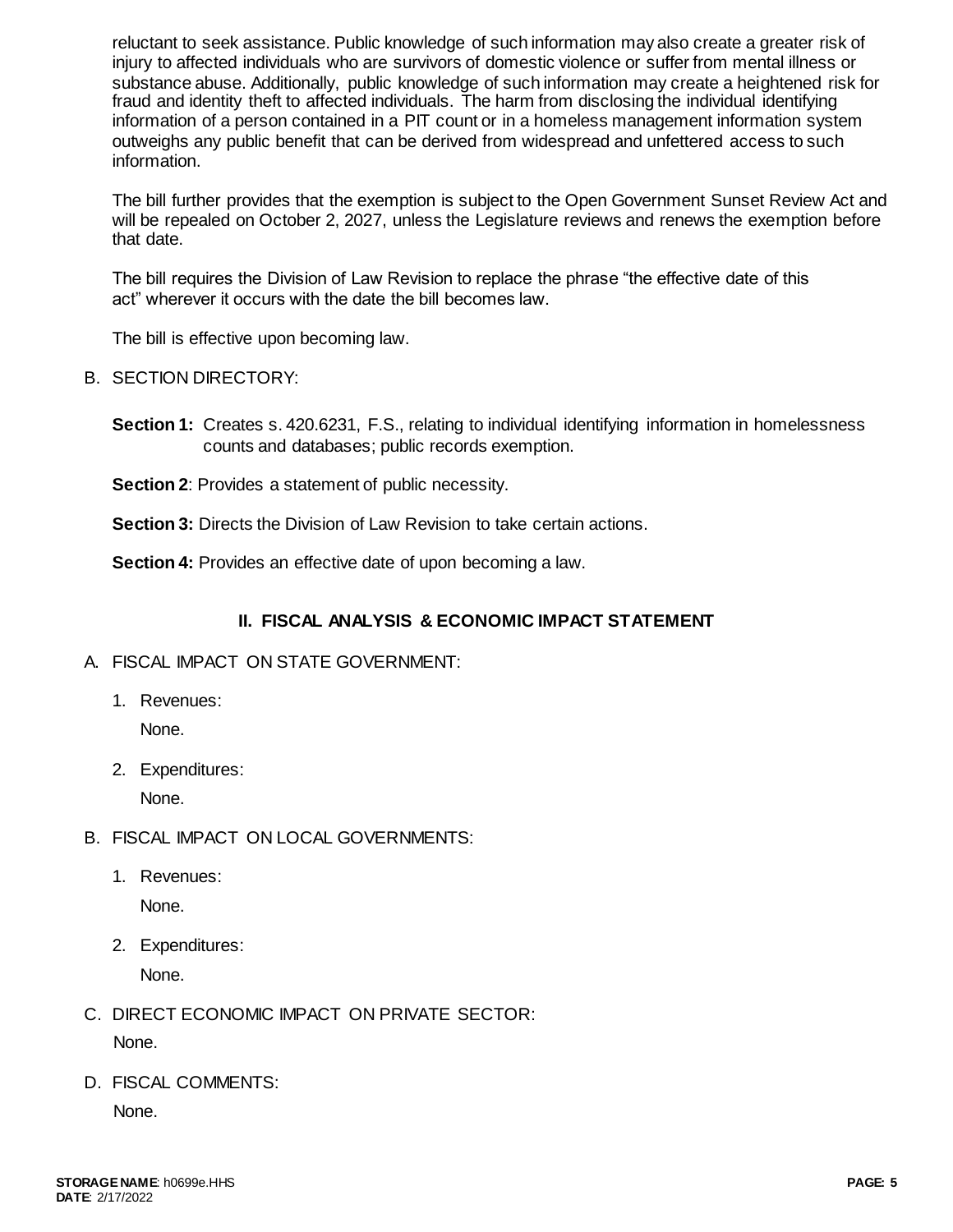reluctant to seek assistance. Public knowledge of such information may also create a greater risk of injury to affected individuals who are survivors of domestic violence or suffer from mental illness or substance abuse. Additionally, public knowledge of such information may create a heightened risk for fraud and identity theft to affected individuals. The harm from disclosing the individual identifying information of a person contained in a PIT count or in a homeless management information system outweighs any public benefit that can be derived from widespread and unfettered access to such information.

The bill further provides that the exemption is subject to the Open Government Sunset Review Act and will be repealed on October 2, 2027, unless the Legislature reviews and renews the exemption before that date.

The bill requires the Division of Law Revision to replace the phrase "the effective date of this act" wherever it occurs with the date the bill becomes law.

The bill is effective upon becoming law.

B. SECTION DIRECTORY:

**Section 1:** Creates s. 420.6231, F.S., relating to individual identifying information in homelessness counts and databases; public records exemption.

**Section 2**: Provides a statement of public necessity.

**Section 3:** Directs the Division of Law Revision to take certain actions.

**Section 4:** Provides an effective date of upon becoming a law.

## II. FISCAL ANALYSIS & ECONOMIC IMPACT STATEMENT

A. FISCAL IMPACT ON STATE GOVERNMENT:

1. Revenues:

   None.

2. Expenditures:

   None.

B. FISCAL IMPACT ON LOCAL GOVERNMENTS:

1. Revenues:

   None.

2. Expenditures:

   None.

C. DIRECT ECONOMIC IMPACT ON PRIVATE SECTOR:

   None.

D. FISCAL COMMENTS:

   None.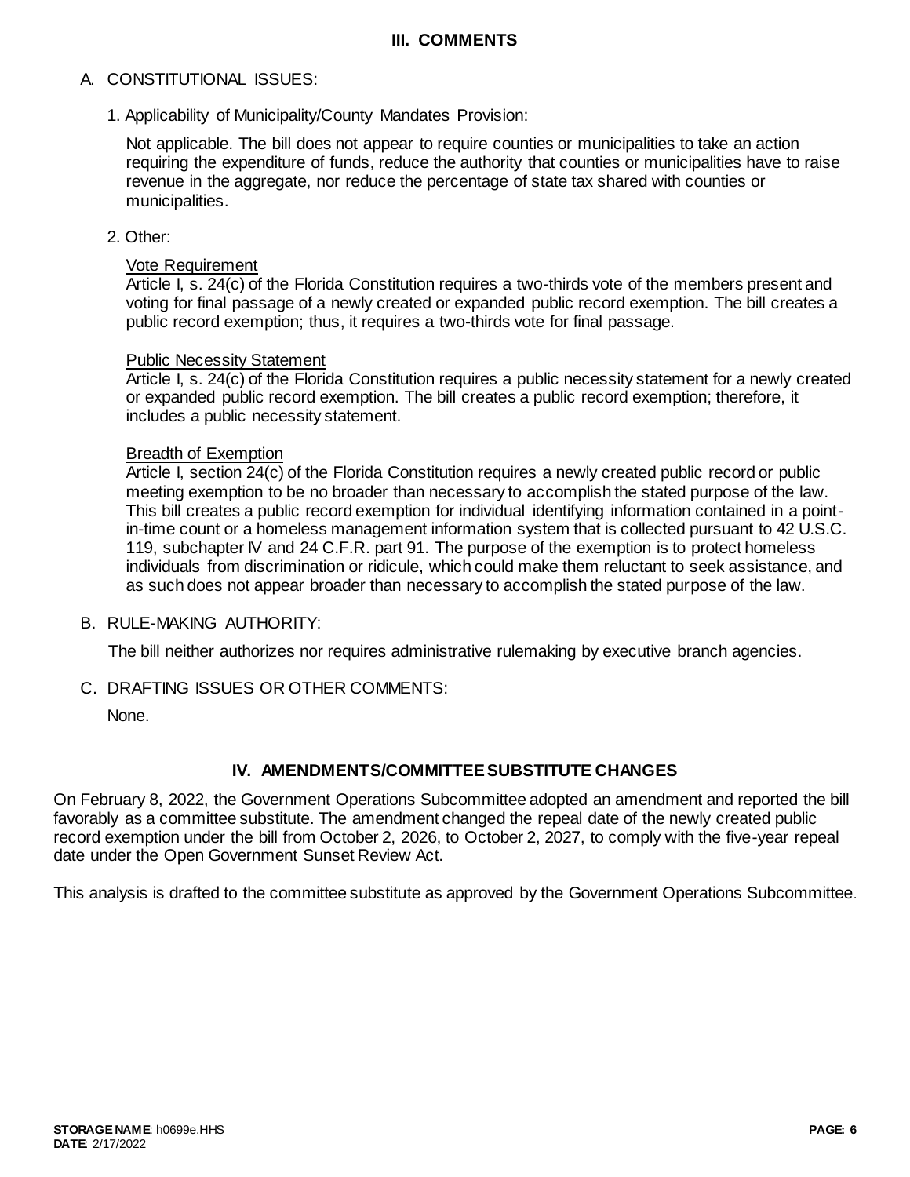## III. COMMENTS

### A. CONSTITUTIONAL ISSUES:

1. Applicability of Municipality/County Mandates Provision:

   Not applicable. The bill does not appear to require counties or municipalities to take an action requiring the expenditure of funds, reduce the authority that counties or municipalities have to raise revenue in the aggregate, nor reduce the percentage of state tax shared with counties or municipalities.

2. Other:

   Vote Requirement
   Article I, s. 24(c) of the Florida Constitution requires a two-thirds vote of the members present and voting for final passage of a newly created or expanded public record exemption. The bill creates a public record exemption; thus, it requires a two-thirds vote for final passage.

   Public Necessity Statement
   Article I, s. 24(c) of the Florida Constitution requires a public necessity statement for a newly created or expanded public record exemption. The bill creates a public record exemption; therefore, it includes a public necessity statement.

   Breadth of Exemption
   Article I, section 24(c) of the Florida Constitution requires a newly created public record or public meeting exemption to be no broader than necessary to accomplish the stated purpose of the law. This bill creates a public record exemption for individual identifying information contained in a point-in-time count or a homeless management information system that is collected pursuant to 42 U.S.C. 119, subchapter IV and 24 C.F.R. part 91. The purpose of the exemption is to protect homeless individuals from discrimination or ridicule, which could make them reluctant to seek assistance, and as such does not appear broader than necessary to accomplish the stated purpose of the law.

### B. RULE-MAKING AUTHORITY:

The bill neither authorizes nor requires administrative rulemaking by executive branch agencies.

### C. DRAFTING ISSUES OR OTHER COMMENTS:

None.

## IV. AMENDMENTS/COMMITTEE SUBSTITUTE CHANGES

On February 8, 2022, the Government Operations Subcommittee adopted an amendment and reported the bill favorably as a committee substitute. The amendment changed the repeal date of the newly created public record exemption under the bill from October 2, 2026, to October 2, 2027, to comply with the five-year repeal date under the Open Government Sunset Review Act.

This analysis is drafted to the committee substitute as approved by the Government Operations Subcommittee.